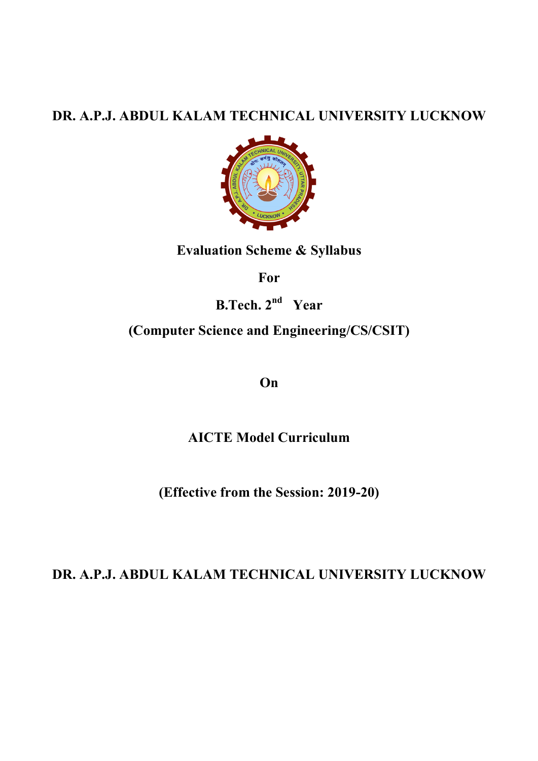# DR. A.P.J. ABDUL KALAM TECHNICAL UNIVERSITY LUCKNOW

**Evaluation Scheme & Syllabus**

**For**

**B.Tech. 2nd Year**

**(Computer Science and Engineering/CS/CSIT)**

**On**

**AICTE Model Curriculum**

**(Effective from the Session: 2019-20)**

**DR. A.P.J. ABDUL KALAM TECHNICAL UNIVERSITY LUCKNOW**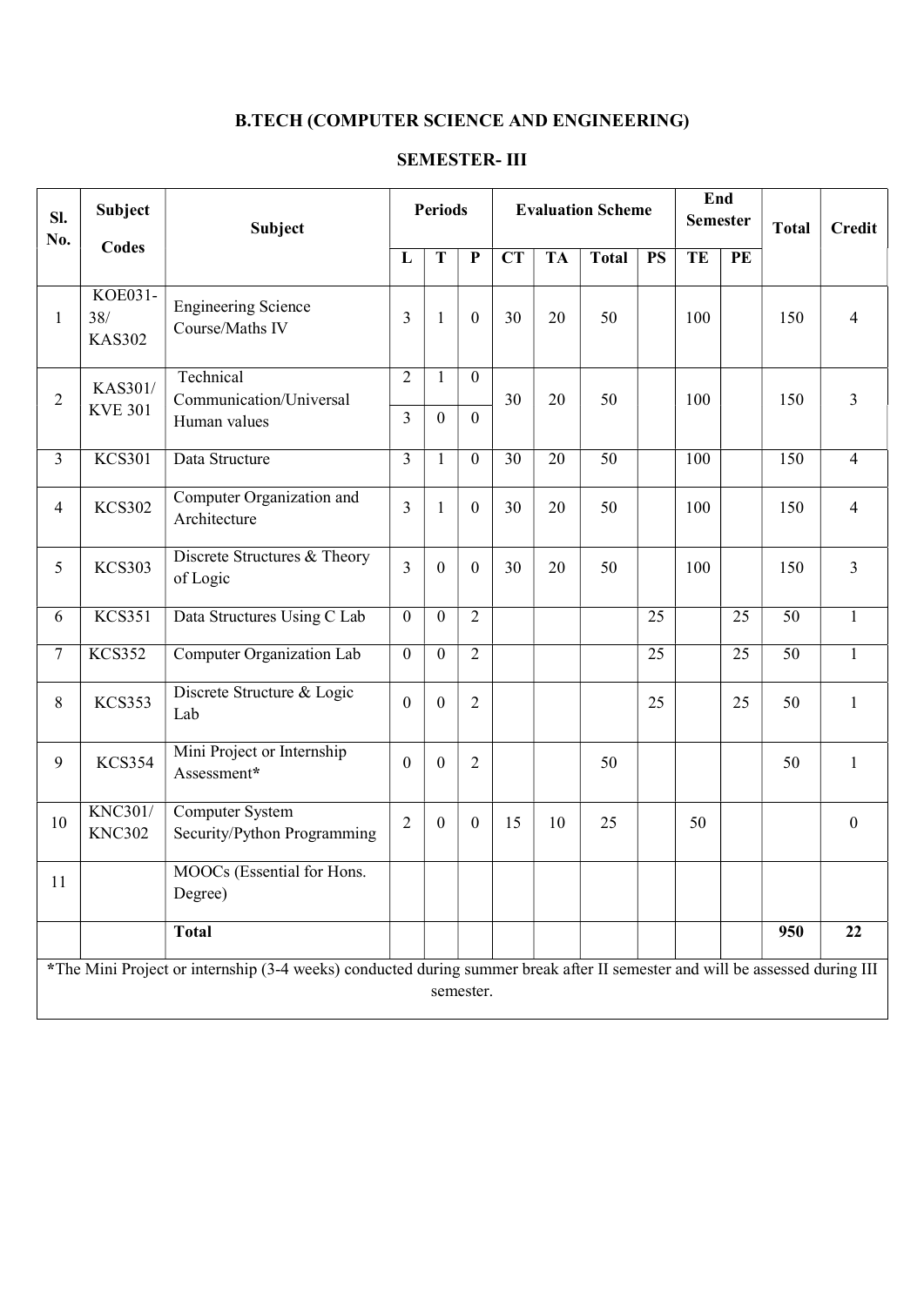# B.TECH (COMPUTER SCIENCE AND ENGINEERING)

## SEMESTER- III

| Sl. No. | Subject Codes | Subject | Periods | | | Evaluation Scheme | | | | End Semester | | Total | Credit |
|---|---|---|---|---|---|---|---|---|---|---|---|---|---|
| | | | L | T | P | CT | TA | Total | PS | TE | PE | | |
| 1 | KOE031-38/ KAS302 | Engineering Science Course/Maths IV | 3 | 1 | 0 | 30 | 20 | 50 | | 100 | | 150 | 4 |
| 2 | KAS301/ KVE 301 | Technical Communication/Universal Human values | 2 / 3 | 1 / 0 | 0 / 0 | 30 | 20 | 50 | | 100 | | 150 | 3 |
| 3 | KCS301 | Data Structure | 3 | 1 | 0 | 30 | 20 | 50 | | 100 | | 150 | 4 |
| 4 | KCS302 | Computer Organization and Architecture | 3 | 1 | 0 | 30 | 20 | 50 | | 100 | | 150 | 4 |
| 5 | KCS303 | Discrete Structures & Theory of Logic | 3 | 0 | 0 | 30 | 20 | 50 | | 100 | | 150 | 3 |
| 6 | KCS351 | Data Structures Using C Lab | 0 | 0 | 2 | | | | 25 | | 25 | 50 | 1 |
| 7 | KCS352 | Computer Organization Lab | 0 | 0 | 2 | | | | 25 | | 25 | 50 | 1 |
| 8 | KCS353 | Discrete Structure & Logic Lab | 0 | 0 | 2 | | | | 25 | | 25 | 50 | 1 |
| 9 | KCS354 | Mini Project or Internship Assessment* | 0 | 0 | 2 | | | 50 | | | | 50 | 1 |
| 10 | KNC301/ KNC302 | Computer System Security/Python Programming | 2 | 0 | 0 | 15 | 10 | 25 | | 50 | | | 0 |
| 11 | | MOOCs (Essential for Hons. Degree) | | | | | | | | | | | |
| | | **Total** | | | | | | | | | | **950** | **22** |

*The Mini Project or internship (3-4 weeks) conducted during summer break after II semester and will be assessed during III semester.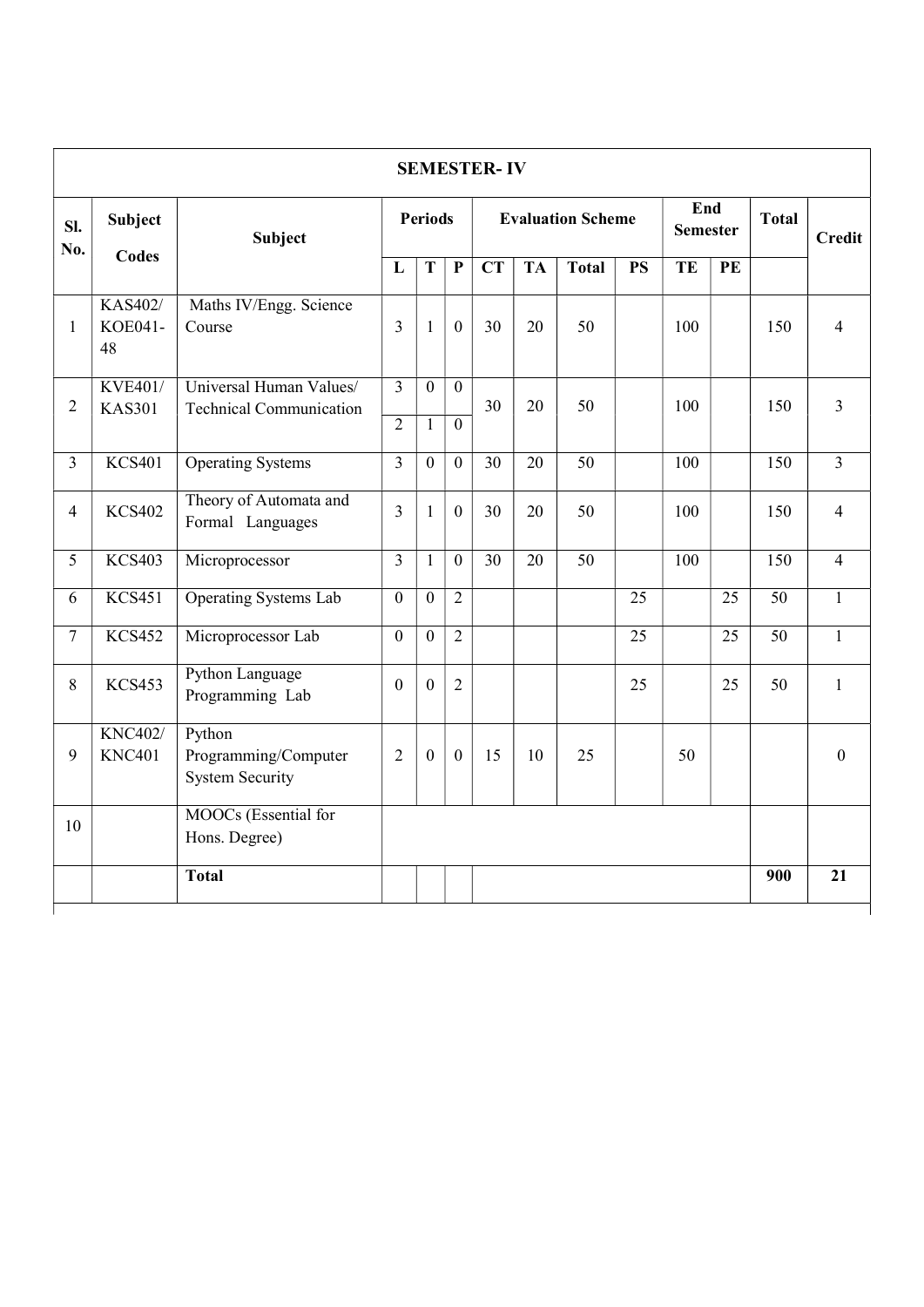| SEMESTER- IV | | | | | | | | | | | | | |
|---|---|---|---|---|---|---|---|---|---|---|---|---|---|
| Sl. No. | Subject Codes | Subject | Periods | | | Evaluation Scheme | | | | End Semester | | Total | Credit |
| | | | L | T | P | CT | TA | Total | PS | TE | PE | | |
| 1 | KAS402/ KOE041-48 | Maths IV/Engg. Science Course | 3 | 1 | 0 | 30 | 20 | 50 | | 100 | | 150 | 4 |
| 2 | KVE401/ KAS301 | Universal Human Values/ Technical Communication | 3<br>2 | 0<br>1 | 0<br>0 | 30 | 20 | 50 | | 100 | | 150 | 3 |
| 3 | KCS401 | Operating Systems | 3 | 0 | 0 | 30 | 20 | 50 | | 100 | | 150 | 3 |
| 4 | KCS402 | Theory of Automata and Formal Languages | 3 | 1 | 0 | 30 | 20 | 50 | | 100 | | 150 | 4 |
| 5 | KCS403 | Microprocessor | 3 | 1 | 0 | 30 | 20 | 50 | | 100 | | 150 | 4 |
| 6 | KCS451 | Operating Systems Lab | 0 | 0 | 2 | | | | 25 | | 25 | 50 | 1 |
| 7 | KCS452 | Microprocessor Lab | 0 | 0 | 2 | | | | 25 | | 25 | 50 | 1 |
| 8 | KCS453 | Python Language Programming Lab | 0 | 0 | 2 | | | | 25 | | 25 | 50 | 1 |
| 9 | KNC402/ KNC401 | Python Programming/Computer System Security | 2 | 0 | 0 | 15 | 10 | 25 | | 50 | | | 0 |
| 10 | | MOOCs (Essential for Hons. Degree) | | | | | | | | | | | |
| | | **Total** | | | | | | | | | | **900** | **21** |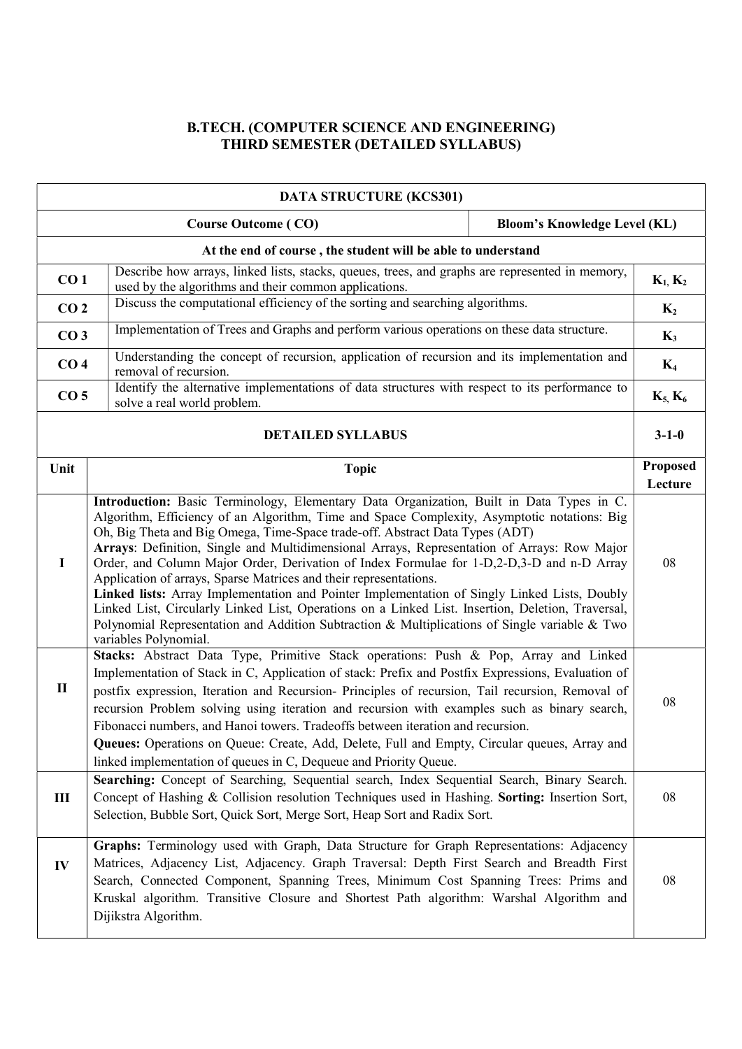## B.TECH. (COMPUTER SCIENCE AND ENGINEERING)
## THIRD SEMESTER (DETAILED SYLLABUS)

| DATA STRUCTURE (KCS301) | | |
|---|---|---|
| **Course Outcome ( CO)** | | **Bloom's Knowledge Level (KL)** |
| **At the end of course , the student will be able to understand** | | |
| **CO 1** | Describe how arrays, linked lists, stacks, queues, trees, and graphs are represented in memory, used by the algorithms and their common applications. | $K_1$, $K_2$ |
| **CO 2** | Discuss the computational efficiency of the sorting and searching algorithms. | $K_2$ |
| **CO 3** | Implementation of Trees and Graphs and perform various operations on these data structure. | $K_3$ |
| **CO 4** | Understanding the concept of recursion, application of recursion and its implementation and removal of recursion. | $K_4$ |
| **CO 5** | Identify the alternative implementations of data structures with respect to its performance to solve a real world problem. | $K_5$, $K_6$ |
| **DETAILED SYLLABUS** | | **3-1-0** |
| **Unit** | **Topic** | **Proposed Lecture** |
| **I** | **Introduction:** Basic Terminology, Elementary Data Organization, Built in Data Types in C. Algorithm, Efficiency of an Algorithm, Time and Space Complexity, Asymptotic notations: Big Oh, Big Theta and Big Omega, Time-Space trade-off. Abstract Data Types (ADT) **Arrays**: Definition, Single and Multidimensional Arrays, Representation of Arrays: Row Major Order, and Column Major Order, Derivation of Index Formulae for 1-D,2-D,3-D and n-D Array Application of arrays, Sparse Matrices and their representations. **Linked lists:** Array Implementation and Pointer Implementation of Singly Linked Lists, Doubly Linked List, Circularly Linked List, Operations on a Linked List. Insertion, Deletion, Traversal, Polynomial Representation and Addition Subtraction & Multiplications of Single variable & Two variables Polynomial. | 08 |
| **II** | **Stacks:** Abstract Data Type, Primitive Stack operations: Push & Pop, Array and Linked Implementation of Stack in C, Application of stack: Prefix and Postfix Expressions, Evaluation of postfix expression, Iteration and Recursion- Principles of recursion, Tail recursion, Removal of recursion Problem solving using iteration and recursion with examples such as binary search, Fibonacci numbers, and Hanoi towers. Tradeoffs between iteration and recursion. **Queues:** Operations on Queue: Create, Add, Delete, Full and Empty, Circular queues, Array and linked implementation of queues in C, Dequeue and Priority Queue. | 08 |
| **III** | **Searching:** Concept of Searching, Sequential search, Index Sequential Search, Binary Search. Concept of Hashing & Collision resolution Techniques used in Hashing. **Sorting:** Insertion Sort, Selection, Bubble Sort, Quick Sort, Merge Sort, Heap Sort and Radix Sort. | 08 |
| **IV** | **Graphs:** Terminology used with Graph, Data Structure for Graph Representations: Adjacency Matrices, Adjacency List, Adjacency. Graph Traversal: Depth First Search and Breadth First Search, Connected Component, Spanning Trees, Minimum Cost Spanning Trees: Prims and Kruskal algorithm. Transitive Closure and Shortest Path algorithm: Warshal Algorithm and Dijikstra Algorithm. | 08 |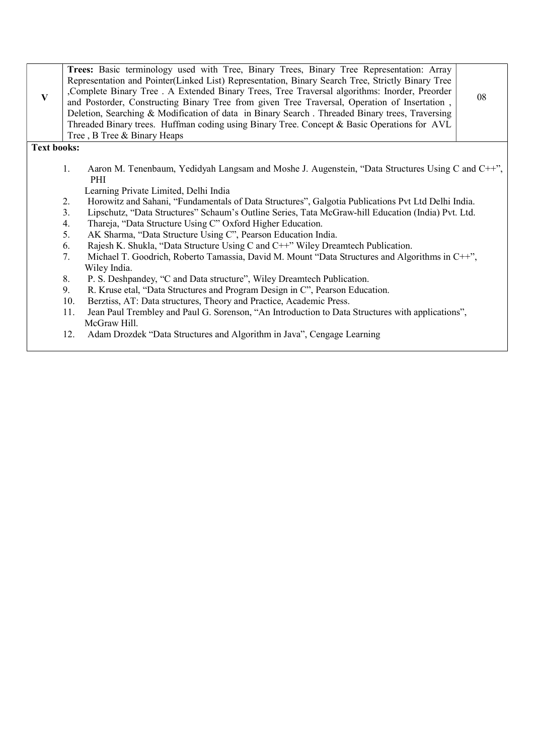| V | **Trees:** Basic terminology used with Tree, Binary Trees, Binary Tree Representation: Array Representation and Pointer(Linked List) Representation, Binary Search Tree, Strictly Binary Tree ,Complete Binary Tree . A Extended Binary Trees, Tree Traversal algorithms: Inorder, Preorder and Postorder, Constructing Binary Tree from given Tree Traversal, Operation of Insertation , Deletion, Searching & Modification of data in Binary Search . Threaded Binary trees, Traversing Threaded Binary trees. Huffman coding using Binary Tree. Concept & Basic Operations for AVL Tree , B Tree & Binary Heaps | 08 |
|---|---|---|

**Text books:**

1. Aaron M. Tenenbaum, Yedidyah Langsam and Moshe J. Augenstein, "Data Structures Using C and C++", PHI
   Learning Private Limited, Delhi India
2. Horowitz and Sahani, "Fundamentals of Data Structures", Galgotia Publications Pvt Ltd Delhi India.
3. Lipschutz, "Data Structures" Schaum's Outline Series, Tata McGraw-hill Education (India) Pvt. Ltd.
4. Thareja, "Data Structure Using C" Oxford Higher Education.
5. AK Sharma, "Data Structure Using C", Pearson Education India.
6. Rajesh K. Shukla, "Data Structure Using C and C++" Wiley Dreamtech Publication.
7. Michael T. Goodrich, Roberto Tamassia, David M. Mount "Data Structures and Algorithms in C++", Wiley India.
8. P. S. Deshpandey, "C and Data structure", Wiley Dreamtech Publication.
9. R. Kruse etal, "Data Structures and Program Design in C", Pearson Education.
10. Berztiss, AT: Data structures, Theory and Practice, Academic Press.
11. Jean Paul Trembley and Paul G. Sorenson, "An Introduction to Data Structures with applications", McGraw Hill.
12. Adam Drozdek "Data Structures and Algorithm in Java", Cengage Learning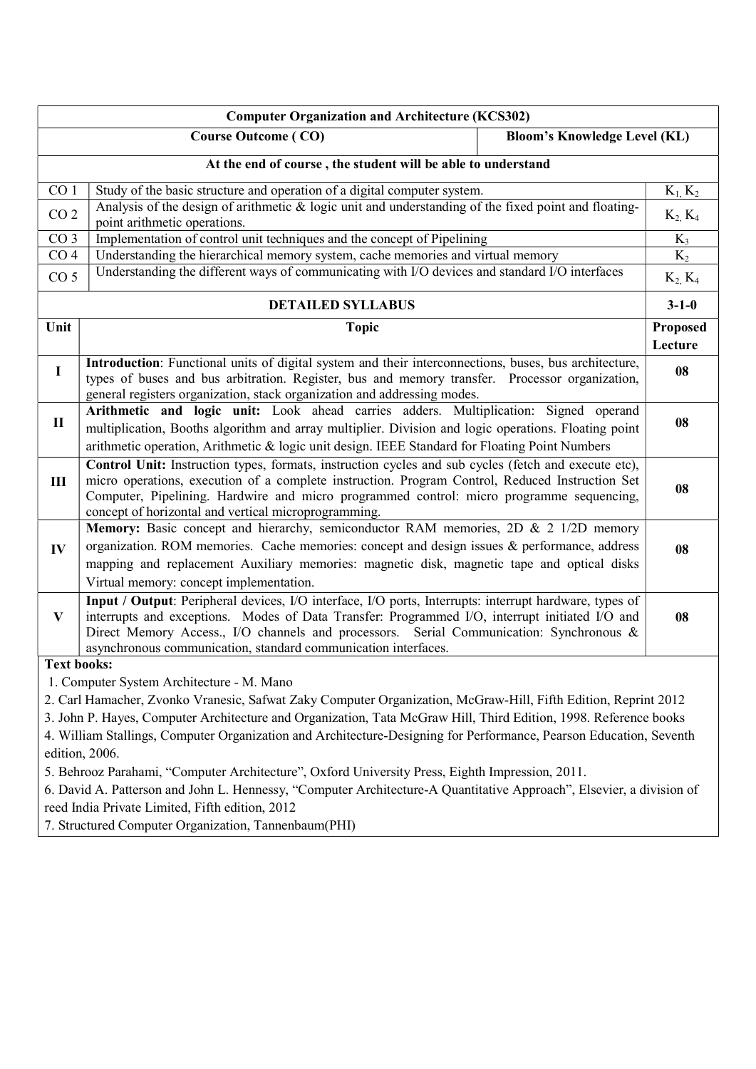| Computer Organization and Architecture (KCS302) | | |
|---|---|---|
| **Course Outcome ( CO)** | | **Bloom's Knowledge Level (KL)** |
| **At the end of course , the student will be able to understand** | | |
| CO 1 | Study of the basic structure and operation of a digital computer system. | $K_1, K_2$ |
| CO 2 | Analysis of the design of arithmetic & logic unit and understanding of the fixed point and floating-point arithmetic operations. | $K_2, K_4$ |
| CO 3 | Implementation of control unit techniques and the concept of Pipelining | $K_3$ |
| CO 4 | Understanding the hierarchical memory system, cache memories and virtual memory | $K_2$ |
| CO 5 | Understanding the different ways of communicating with I/O devices and standard I/O interfaces | $K_2, K_4$ |
| **DETAILED SYLLABUS** | | **3-1-0** |
| **Unit** | **Topic** | **Proposed Lecture** |
| **I** | **Introduction**: Functional units of digital system and their interconnections, buses, bus architecture, types of buses and bus arbitration. Register, bus and memory transfer. Processor organization, general registers organization, stack organization and addressing modes. | **08** |
| **II** | **Arithmetic and logic unit:** Look ahead carries adders. Multiplication: Signed operand multiplication, Booths algorithm and array multiplier. Division and logic operations. Floating point arithmetic operation, Arithmetic & logic unit design. IEEE Standard for Floating Point Numbers | **08** |
| **III** | **Control Unit:** Instruction types, formats, instruction cycles and sub cycles (fetch and execute etc), micro operations, execution of a complete instruction. Program Control, Reduced Instruction Set Computer, Pipelining. Hardwire and micro programmed control: micro programme sequencing, concept of horizontal and vertical microprogramming. | **08** |
| **IV** | **Memory:** Basic concept and hierarchy, semiconductor RAM memories, 2D & 2 1/2D memory organization. ROM memories. Cache memories: concept and design issues & performance, address mapping and replacement Auxiliary memories: magnetic disk, magnetic tape and optical disks Virtual memory: concept implementation. | **08** |
| **V** | **Input / Output**: Peripheral devices, I/O interface, I/O ports, Interrupts: interrupt hardware, types of interrupts and exceptions. Modes of Data Transfer: Programmed I/O, interrupt initiated I/O and Direct Memory Access., I/O channels and processors. Serial Communication: Synchronous & asynchronous communication, standard communication interfaces. | **08** |

**Text books:**

1. Computer System Architecture - M. Mano
2. Carl Hamacher, Zvonko Vranesic, Safwat Zaky Computer Organization, McGraw-Hill, Fifth Edition, Reprint 2012
3. John P. Hayes, Computer Architecture and Organization, Tata McGraw Hill, Third Edition, 1998. Reference books
4. William Stallings, Computer Organization and Architecture-Designing for Performance, Pearson Education, Seventh edition, 2006.
5. Behrooz Parahami, "Computer Architecture", Oxford University Press, Eighth Impression, 2011.
6. David A. Patterson and John L. Hennessy, "Computer Architecture-A Quantitative Approach", Elsevier, a division of reed India Private Limited, Fifth edition, 2012
7. Structured Computer Organization, Tannenbaum(PHI)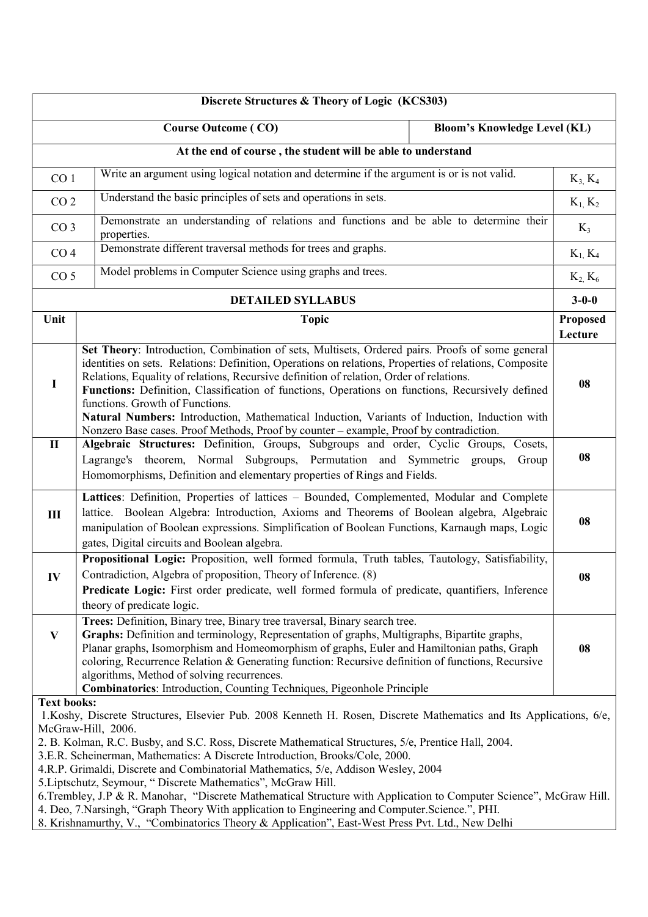| Discrete Structures & Theory of Logic (KCS303) | | |
|---|---|---|
| **Course Outcome ( CO)** | | **Bloom's Knowledge Level (KL)** |
| **At the end of course , the student will be able to understand** | | |
| CO 1 | Write an argument using logical notation and determine if the argument is or is not valid. | $K_3, K_4$ |
| CO 2 | Understand the basic principles of sets and operations in sets. | $K_1, K_2$ |
| CO 3 | Demonstrate an understanding of relations and functions and be able to determine their properties. | $K_3$ |
| CO 4 | Demonstrate different traversal methods for trees and graphs. | $K_1, K_4$ |
| CO 5 | Model problems in Computer Science using graphs and trees. | $K_2, K_6$ |

| **DETAILED SYLLABUS** | | **3-0-0** |
|---|---|---|
| **Unit** | **Topic** | **Proposed Lecture** |
| I | **Set Theory**: Introduction, Combination of sets, Multisets, Ordered pairs. Proofs of some general identities on sets. Relations: Definition, Operations on relations, Properties of relations, Composite Relations, Equality of relations, Recursive definition of relation, Order of relations. **Functions:** Definition, Classification of functions, Operations on functions, Recursively defined functions. Growth of Functions. **Natural Numbers:** Introduction, Mathematical Induction, Variants of Induction, Induction with Nonzero Base cases. Proof Methods, Proof by counter – example, Proof by contradiction. | 08 |
| II | **Algebraic Structures:** Definition, Groups, Subgroups and order, Cyclic Groups, Cosets, Lagrange's theorem, Normal Subgroups, Permutation and Symmetric groups, Group Homomorphisms, Definition and elementary properties of Rings and Fields. | 08 |
| III | **Lattices**: Definition, Properties of lattices – Bounded, Complemented, Modular and Complete lattice. Boolean Algebra: Introduction, Axioms and Theorems of Boolean algebra, Algebraic manipulation of Boolean expressions. Simplification of Boolean Functions, Karnaugh maps, Logic gates, Digital circuits and Boolean algebra. | 08 |
| IV | **Propositional Logic:** Proposition, well formed formula, Truth tables, Tautology, Satisfiability, Contradiction, Algebra of proposition, Theory of Inference. (8) **Predicate Logic:** First order predicate, well formed formula of predicate, quantifiers, Inference theory of predicate logic. | 08 |
| V | **Trees:** Definition, Binary tree, Binary tree traversal, Binary search tree. **Graphs:** Definition and terminology, Representation of graphs, Multigraphs, Bipartite graphs, Planar graphs, Isomorphism and Homeomorphism of graphs, Euler and Hamiltonian paths, Graph coloring, Recurrence Relation & Generating function: Recursive definition of functions, Recursive algorithms, Method of solving recurrences. **Combinatorics**: Introduction, Counting Techniques, Pigeonhole Principle | 08 |

**Text books:**

1.Koshy, Discrete Structures, Elsevier Pub. 2008 Kenneth H. Rosen, Discrete Mathematics and Its Applications, 6/e, McGraw-Hill, 2006.

2. B. Kolman, R.C. Busby, and S.C. Ross, Discrete Mathematical Structures, 5/e, Prentice Hall, 2004.

3.E.R. Scheinerman, Mathematics: A Discrete Introduction, Brooks/Cole, 2000.

4.R.P. Grimaldi, Discrete and Combinatorial Mathematics, 5/e, Addison Wesley, 2004

5.Liptschutz, Seymour, " Discrete Mathematics", McGraw Hill.

6.Trembley, J.P & R. Manohar, "Discrete Mathematical Structure with Application to Computer Science", McGraw Hill.

4. Deo, 7.Narsingh, "Graph Theory With application to Engineering and Computer.Science.", PHI.

8. Krishnamurthy, V., "Combinatorics Theory & Application", East-West Press Pvt. Ltd., New Delhi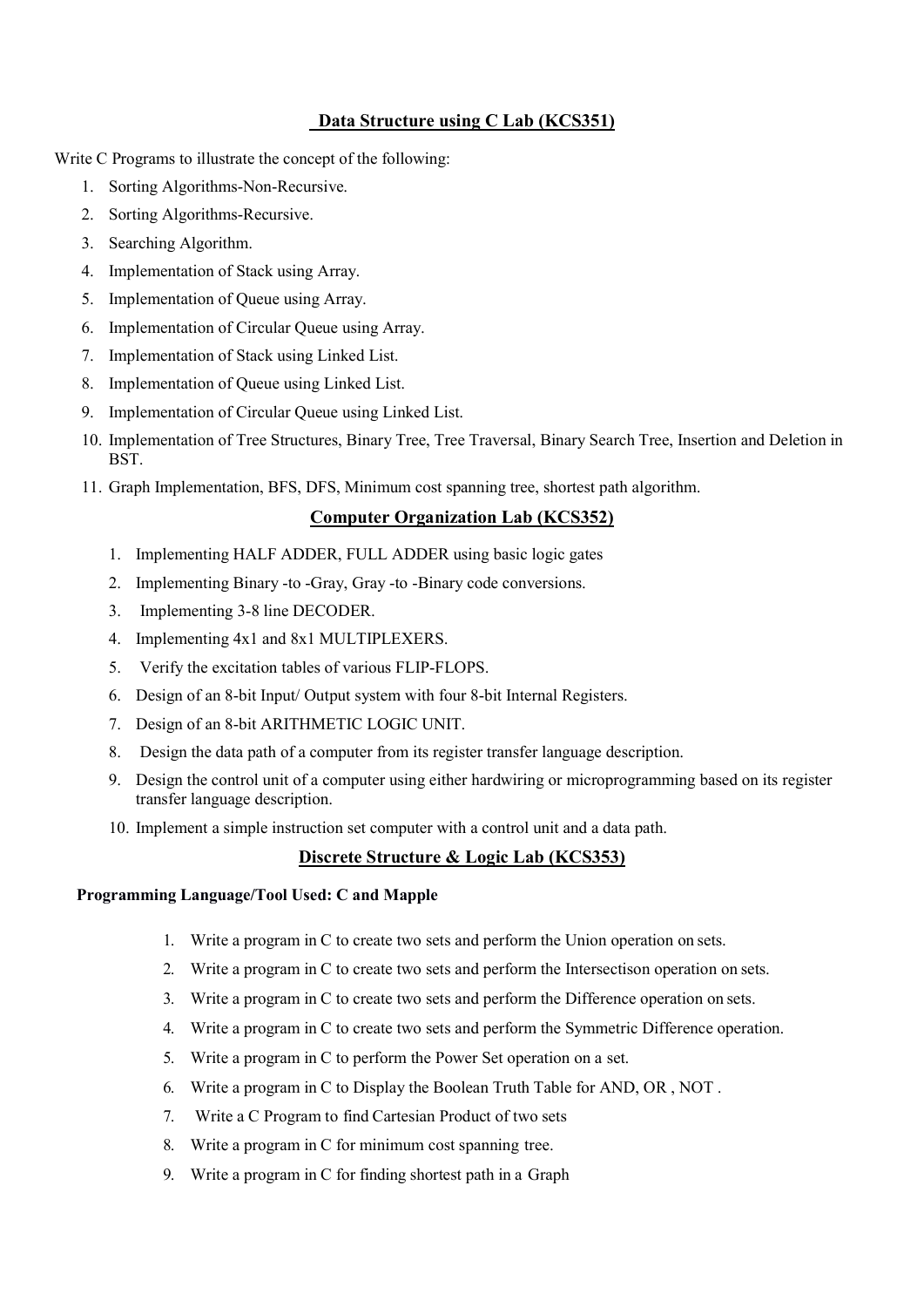## Data Structure using C Lab (KCS351)

Write C Programs to illustrate the concept of the following:

1. Sorting Algorithms-Non-Recursive.
2. Sorting Algorithms-Recursive.
3. Searching Algorithm.
4. Implementation of Stack using Array.
5. Implementation of Queue using Array.
6. Implementation of Circular Queue using Array.
7. Implementation of Stack using Linked List.
8. Implementation of Queue using Linked List.
9. Implementation of Circular Queue using Linked List.
10. Implementation of Tree Structures, Binary Tree, Tree Traversal, Binary Search Tree, Insertion and Deletion in BST.
11. Graph Implementation, BFS, DFS, Minimum cost spanning tree, shortest path algorithm.

## Computer Organization Lab (KCS352)

1. Implementing HALF ADDER, FULL ADDER using basic logic gates
2. Implementing Binary -to -Gray, Gray -to -Binary code conversions.
3. Implementing 3-8 line DECODER.
4. Implementing 4x1 and 8x1 MULTIPLEXERS.
5. Verify the excitation tables of various FLIP-FLOPS.
6. Design of an 8-bit Input/ Output system with four 8-bit Internal Registers.
7. Design of an 8-bit ARITHMETIC LOGIC UNIT.
8. Design the data path of a computer from its register transfer language description.
9. Design the control unit of a computer using either hardwiring or microprogramming based on its register transfer language description.
10. Implement a simple instruction set computer with a control unit and a data path.

## Discrete Structure & Logic Lab (KCS353)

**Programming Language/Tool Used: C and Mapple**

1. Write a program in C to create two sets and perform the Union operation on sets.
2. Write a program in C to create two sets and perform the Intersectison operation on sets.
3. Write a program in C to create two sets and perform the Difference operation on sets.
4. Write a program in C to create two sets and perform the Symmetric Difference operation.
5. Write a program in C to perform the Power Set operation on a set.
6. Write a program in C to Display the Boolean Truth Table for AND, OR , NOT .
7. Write a C Program to find Cartesian Product of two sets
8. Write a program in C for minimum cost spanning tree.
9. Write a program in C for finding shortest path in a Graph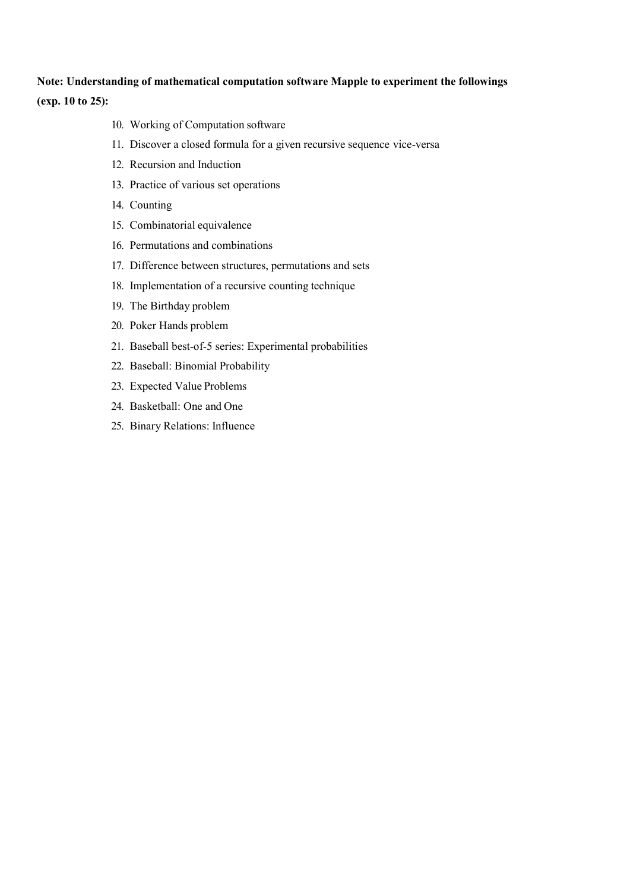**Note: Understanding of mathematical computation software Mapple to experiment the followings (exp. 10 to 25):**

10. Working of Computation software
11. Discover a closed formula for a given recursive sequence vice-versa
12. Recursion and Induction
13. Practice of various set operations
14. Counting
15. Combinatorial equivalence
16. Permutations and combinations
17. Difference between structures, permutations and sets
18. Implementation of a recursive counting technique
19. The Birthday problem
20. Poker Hands problem
21. Baseball best-of-5 series: Experimental probabilities
22. Baseball: Binomial Probability
23. Expected Value Problems
24. Basketball: One and One
25. Binary Relations: Influence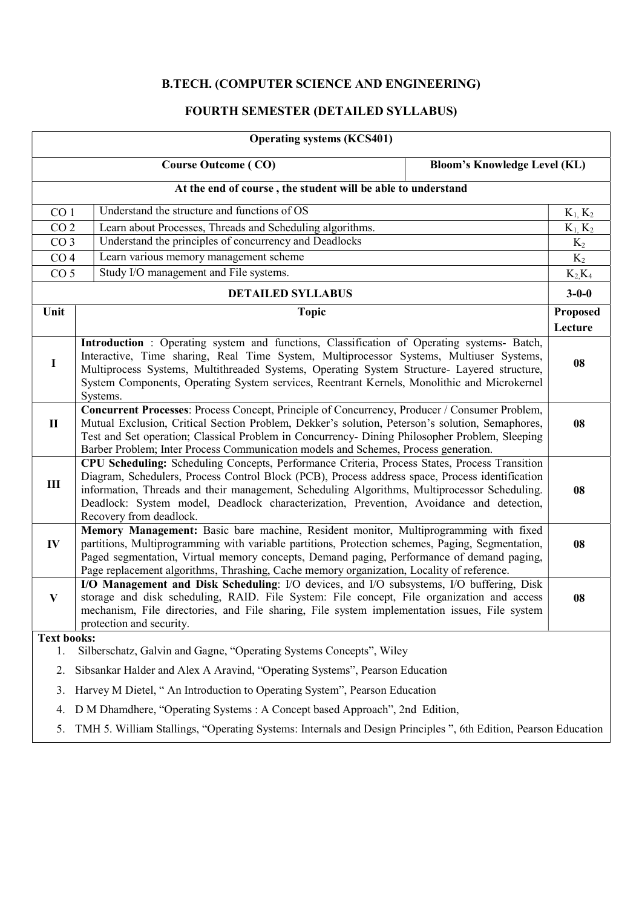# B.TECH. (COMPUTER SCIENCE AND ENGINEERING)

## FOURTH SEMESTER (DETAILED SYLLABUS)

| Operating systems (KCS401) | | |
|---|---|---|
| **Course Outcome ( CO)** | | **Bloom's Knowledge Level (KL)** |
| **At the end of course , the student will be able to understand** | | |
| CO 1 | Understand the structure and functions of OS | $K_1, K_2$ |
| CO 2 | Learn about Processes, Threads and Scheduling algorithms. | $K_1, K_2$ |
| CO 3 | Understand the principles of concurrency and Deadlocks | $K_2$ |
| CO 4 | Learn various memory management scheme | $K_2$ |
| CO 5 | Study I/O management and File systems. | $K_2, K_4$ |
| **DETAILED SYLLABUS** | | **3-0-0** |
| **Unit** | **Topic** | **Proposed Lecture** |
| **I** | **Introduction** : Operating system and functions, Classification of Operating systems- Batch, Interactive, Time sharing, Real Time System, Multiprocessor Systems, Multiuser Systems, Multiprocess Systems, Multithreaded Systems, Operating System Structure- Layered structure, System Components, Operating System services, Reentrant Kernels, Monolithic and Microkernel Systems. | **08** |
| **II** | **Concurrent Processes**: Process Concept, Principle of Concurrency, Producer / Consumer Problem, Mutual Exclusion, Critical Section Problem, Dekker's solution, Peterson's solution, Semaphores, Test and Set operation; Classical Problem in Concurrency- Dining Philosopher Problem, Sleeping Barber Problem; Inter Process Communication models and Schemes, Process generation. | **08** |
| **III** | **CPU Scheduling:** Scheduling Concepts, Performance Criteria, Process States, Process Transition Diagram, Schedulers, Process Control Block (PCB), Process address space, Process identification information, Threads and their management, Scheduling Algorithms, Multiprocessor Scheduling. Deadlock: System model, Deadlock characterization, Prevention, Avoidance and detection, Recovery from deadlock. | **08** |
| **IV** | **Memory Management:** Basic bare machine, Resident monitor, Multiprogramming with fixed partitions, Multiprogramming with variable partitions, Protection schemes, Paging, Segmentation, Paged segmentation, Virtual memory concepts, Demand paging, Performance of demand paging, Page replacement algorithms, Thrashing, Cache memory organization, Locality of reference. | **08** |
| **V** | **I/O Management and Disk Scheduling**: I/O devices, and I/O subsystems, I/O buffering, Disk storage and disk scheduling, RAID. File System: File concept, File organization and access mechanism, File directories, and File sharing, File system implementation issues, File system protection and security. | **08** |

**Text books:**

1. Silberschatz, Galvin and Gagne, "Operating Systems Concepts", Wiley
2. Sibsankar Halder and Alex A Aravind, "Operating Systems", Pearson Education
3. Harvey M Dietel, " An Introduction to Operating System", Pearson Education
4. D M Dhamdhere, "Operating Systems : A Concept based Approach", 2nd Edition,
5. TMH 5. William Stallings, "Operating Systems: Internals and Design Principles ", 6th Edition, Pearson Education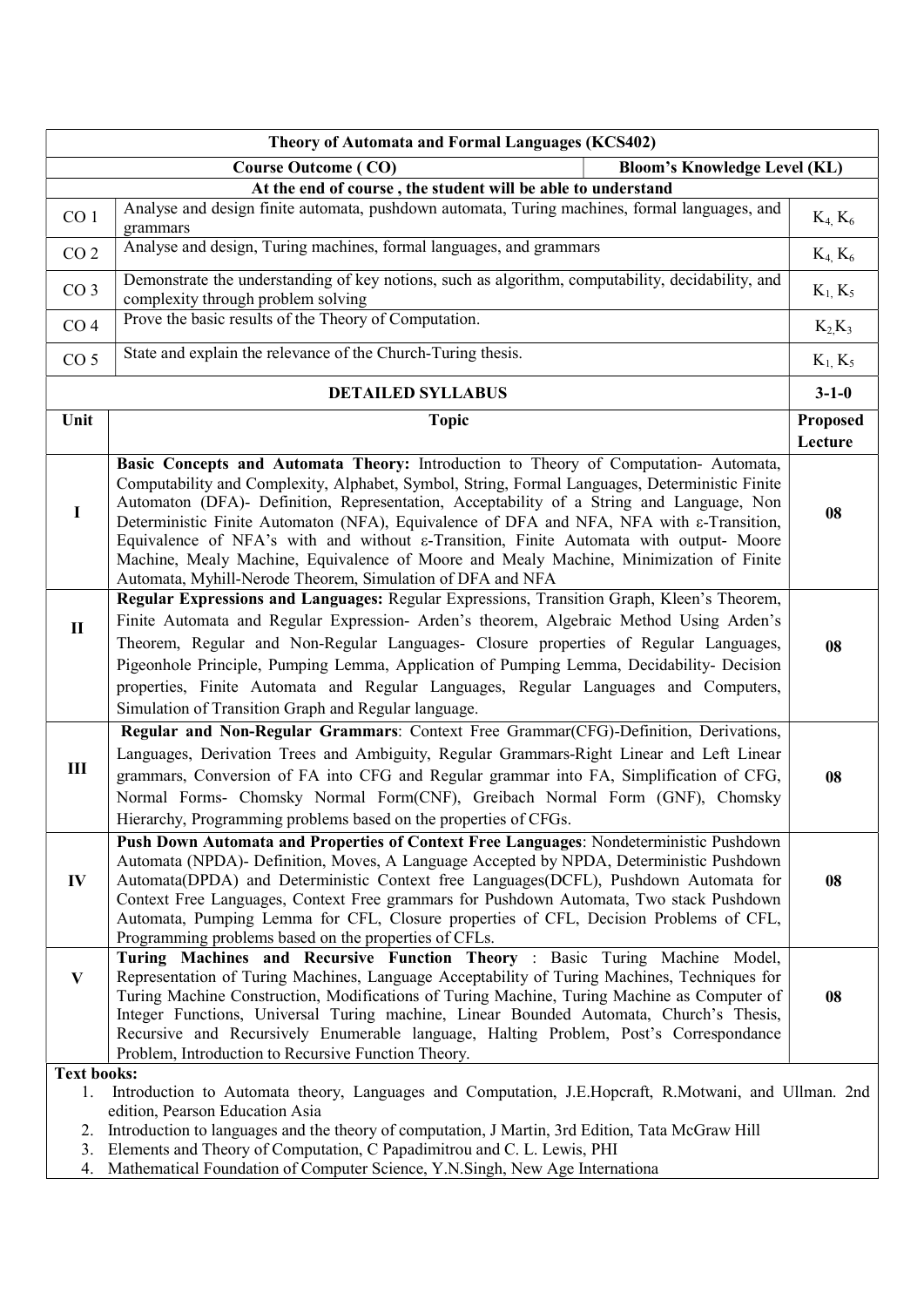| Theory of Automata and Formal Languages (KCS402) | | |
|---|---|---|
| **Course Outcome ( CO)** | | **Bloom's Knowledge Level (KL)** |
| **At the end of course , the student will be able to understand** | | |
| CO 1 | Analyse and design finite automata, pushdown automata, Turing machines, formal languages, and grammars | $K_4, K_6$ |
| CO 2 | Analyse and design, Turing machines, formal languages, and grammars | $K_4, K_6$ |
| CO 3 | Demonstrate the understanding of key notions, such as algorithm, computability, decidability, and complexity through problem solving | $K_1, K_5$ |
| CO 4 | Prove the basic results of the Theory of Computation. | $K_2, K_3$ |
| CO 5 | State and explain the relevance of the Church-Turing thesis. | $K_1, K_5$ |
| | **DETAILED SYLLABUS** | **3-1-0** |
| **Unit** | **Topic** | **Proposed Lecture** |
| I | **Basic Concepts and Automata Theory:** Introduction to Theory of Computation- Automata, Computability and Complexity, Alphabet, Symbol, String, Formal Languages, Deterministic Finite Automaton (DFA)- Definition, Representation, Acceptability of a String and Language, Non Deterministic Finite Automaton (NFA), Equivalence of DFA and NFA, NFA with ε-Transition, Equivalence of NFA's with and without ε-Transition, Finite Automata with output- Moore Machine, Mealy Machine, Equivalence of Moore and Mealy Machine, Minimization of Finite Automata, Myhill-Nerode Theorem, Simulation of DFA and NFA | 08 |
| II | **Regular Expressions and Languages:** Regular Expressions, Transition Graph, Kleen's Theorem, Finite Automata and Regular Expression- Arden's theorem, Algebraic Method Using Arden's Theorem, Regular and Non-Regular Languages- Closure properties of Regular Languages, Pigeonhole Principle, Pumping Lemma, Application of Pumping Lemma, Decidability- Decision properties, Finite Automata and Regular Languages, Regular Languages and Computers, Simulation of Transition Graph and Regular language. | 08 |
| III | **Regular and Non-Regular Grammars**: Context Free Grammar(CFG)-Definition, Derivations, Languages, Derivation Trees and Ambiguity, Regular Grammars-Right Linear and Left Linear grammars, Conversion of FA into CFG and Regular grammar into FA, Simplification of CFG, Normal Forms- Chomsky Normal Form(CNF), Greibach Normal Form (GNF), Chomsky Hierarchy, Programming problems based on the properties of CFGs. | 08 |
| IV | **Push Down Automata and Properties of Context Free Languages**: Nondeterministic Pushdown Automata (NPDA)- Definition, Moves, A Language Accepted by NPDA, Deterministic Pushdown Automata(DPDA) and Deterministic Context free Languages(DCFL), Pushdown Automata for Context Free Languages, Context Free grammars for Pushdown Automata, Two stack Pushdown Automata, Pumping Lemma for CFL, Closure properties of CFL, Decision Problems of CFL, Programming problems based on the properties of CFLs. | 08 |
| V | **Turing Machines and Recursive Function Theory** : Basic Turing Machine Model, Representation of Turing Machines, Language Acceptability of Turing Machines, Techniques for Turing Machine Construction, Modifications of Turing Machine, Turing Machine as Computer of Integer Functions, Universal Turing machine, Linear Bounded Automata, Church's Thesis, Recursive and Recursively Enumerable language, Halting Problem, Post's Correspondance Problem, Introduction to Recursive Function Theory. | 08 |

**Text books:**

1. Introduction to Automata theory, Languages and Computation, J.E.Hopcraft, R.Motwani, and Ullman. 2nd edition, Pearson Education Asia
2. Introduction to languages and the theory of computation, J Martin, 3rd Edition, Tata McGraw Hill
3. Elements and Theory of Computation, C Papadimitrou and C. L. Lewis, PHI
4. Mathematical Foundation of Computer Science, Y.N.Singh, New Age Internationa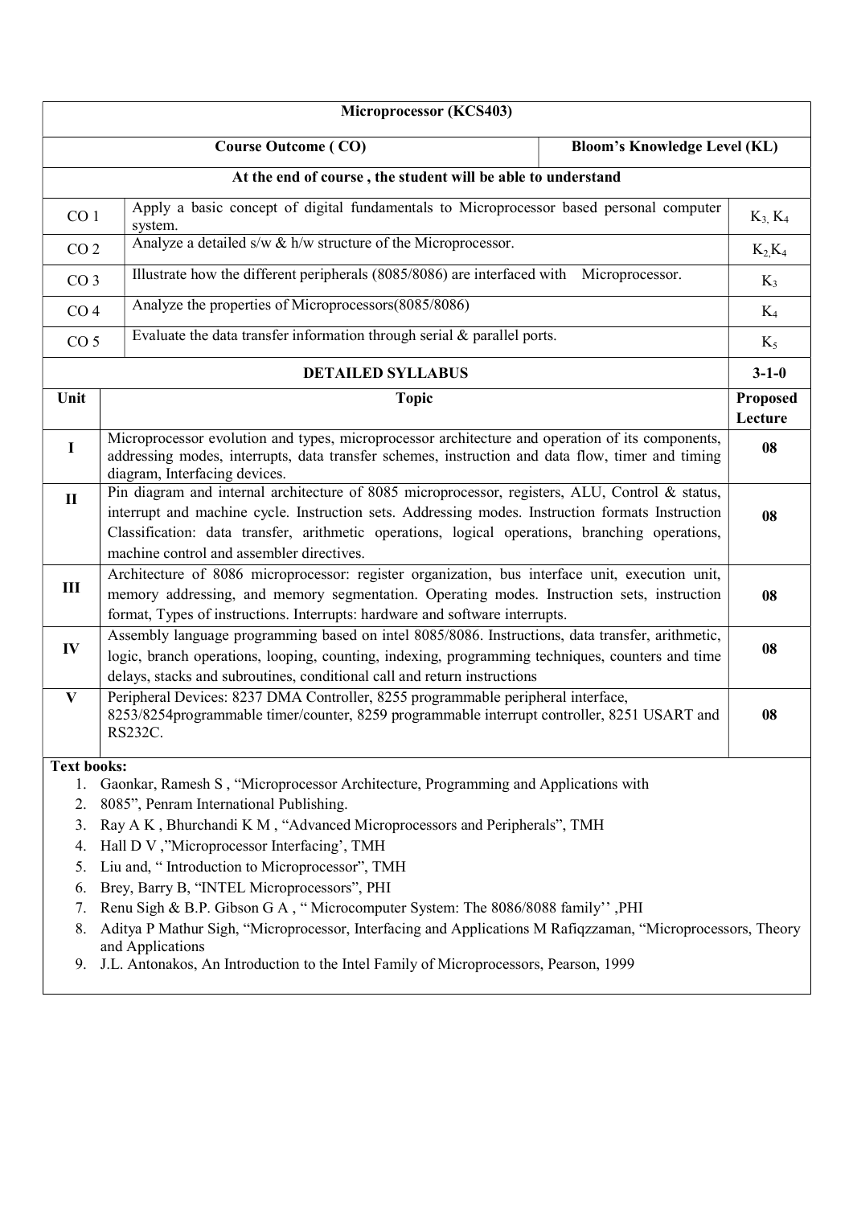| Microprocessor (KCS403) | | |
|---|---|---|
| **Course Outcome ( CO)** | | **Bloom's Knowledge Level (KL)** |
| **At the end of course , the student will be able to understand** | | |
| CO 1 | Apply a basic concept of digital fundamentals to Microprocessor based personal computer system. | $K_3$, $K_4$ |
| CO 2 | Analyze a detailed s/w & h/w structure of the Microprocessor. | $K_2$,$K_4$ |
| CO 3 | Illustrate how the different peripherals (8085/8086) are interfaced with Microprocessor. | $K_3$ |
| CO 4 | Analyze the properties of Microprocessors(8085/8086) | $K_4$ |
| CO 5 | Evaluate the data transfer information through serial & parallel ports. | $K_5$ |
| | **DETAILED SYLLABUS** | **3-1-0** |
| **Unit** | **Topic** | **Proposed Lecture** |
| **I** | Microprocessor evolution and types, microprocessor architecture and operation of its components, addressing modes, interrupts, data transfer schemes, instruction and data flow, timer and timing diagram, Interfacing devices. | **08** |
| **II** | Pin diagram and internal architecture of 8085 microprocessor, registers, ALU, Control & status, interrupt and machine cycle. Instruction sets. Addressing modes. Instruction formats Instruction Classification: data transfer, arithmetic operations, logical operations, branching operations, machine control and assembler directives. | **08** |
| **III** | Architecture of 8086 microprocessor: register organization, bus interface unit, execution unit, memory addressing, and memory segmentation. Operating modes. Instruction sets, instruction format, Types of instructions. Interrupts: hardware and software interrupts. | **08** |
| **IV** | Assembly language programming based on intel 8085/8086. Instructions, data transfer, arithmetic, logic, branch operations, looping, counting, indexing, programming techniques, counters and time delays, stacks and subroutines, conditional call and return instructions | **08** |
| **V** | Peripheral Devices: 8237 DMA Controller, 8255 programmable peripheral interface, 8253/8254programmable timer/counter, 8259 programmable interrupt controller, 8251 USART and RS232C. | **08** |

**Text books:**

1. Gaonkar, Ramesh S , "Microprocessor Architecture, Programming and Applications with
2. 8085", Penram International Publishing.
3. Ray A K , Bhurchandi K M , "Advanced Microprocessors and Peripherals", TMH
4. Hall D V ,"Microprocessor Interfacing', TMH
5. Liu and, " Introduction to Microprocessor", TMH
6. Brey, Barry B, "INTEL Microprocessors", PHI
7. Renu Sigh & B.P. Gibson G A , " Microcomputer System: The 8086/8088 family'' ,PHI
8. Aditya P Mathur Sigh, "Microprocessor, Interfacing and Applications M Rafiqzzaman, "Microprocessors, Theory and Applications
9. J.L. Antonakos, An Introduction to the Intel Family of Microprocessors, Pearson, 1999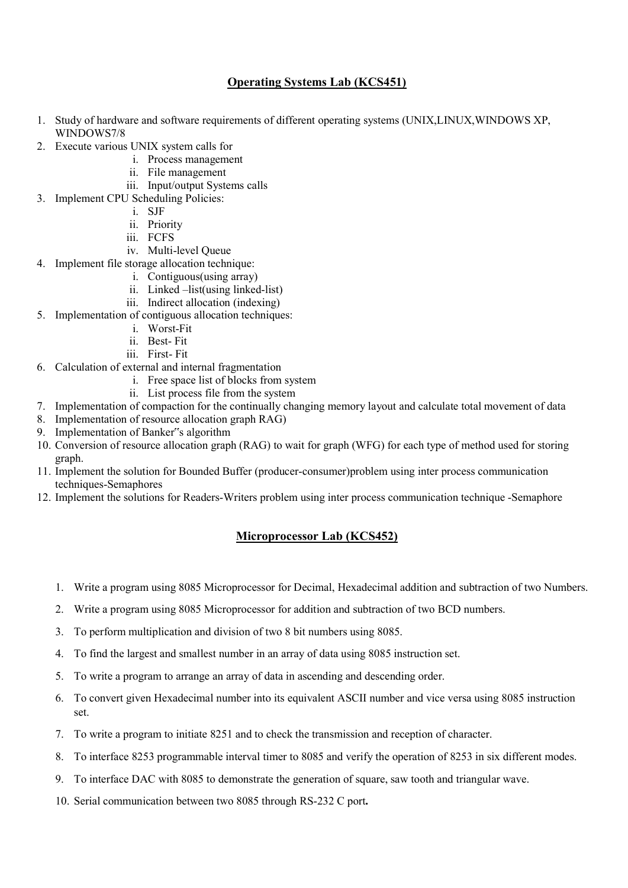## Operating Systems Lab (KCS451)

1. Study of hardware and software requirements of different operating systems (UNIX,LINUX,WINDOWS XP, WINDOWS7/8
2. Execute various UNIX system calls for
   - i. Process management
   - ii. File management
   - iii. Input/output Systems calls
3. Implement CPU Scheduling Policies:
   - i. SJF
   - ii. Priority
   - iii. FCFS
   - iv. Multi-level Queue
4. Implement file storage allocation technique:
   - i. Contiguous(using array)
   - ii. Linked –list(using linked-list)
   - iii. Indirect allocation (indexing)
5. Implementation of contiguous allocation techniques:
   - i. Worst-Fit
   - ii. Best- Fit
   - iii. First- Fit
6. Calculation of external and internal fragmentation
   - i. Free space list of blocks from system
   - ii. List process file from the system
7. Implementation of compaction for the continually changing memory layout and calculate total movement of data
8. Implementation of resource allocation graph RAG)
9. Implementation of Banker"s algorithm
10. Conversion of resource allocation graph (RAG) to wait for graph (WFG) for each type of method used for storing graph.
11. Implement the solution for Bounded Buffer (producer-consumer)problem using inter process communication techniques-Semaphores
12. Implement the solutions for Readers-Writers problem using inter process communication technique -Semaphore

## Microprocessor Lab (KCS452)

1. Write a program using 8085 Microprocessor for Decimal, Hexadecimal addition and subtraction of two Numbers.
2. Write a program using 8085 Microprocessor for addition and subtraction of two BCD numbers.
3. To perform multiplication and division of two 8 bit numbers using 8085.
4. To find the largest and smallest number in an array of data using 8085 instruction set.
5. To write a program to arrange an array of data in ascending and descending order.
6. To convert given Hexadecimal number into its equivalent ASCII number and vice versa using 8085 instruction set.
7. To write a program to initiate 8251 and to check the transmission and reception of character.
8. To interface 8253 programmable interval timer to 8085 and verify the operation of 8253 in six different modes.
9. To interface DAC with 8085 to demonstrate the generation of square, saw tooth and triangular wave.
10. Serial communication between two 8085 through RS-232 C port**.**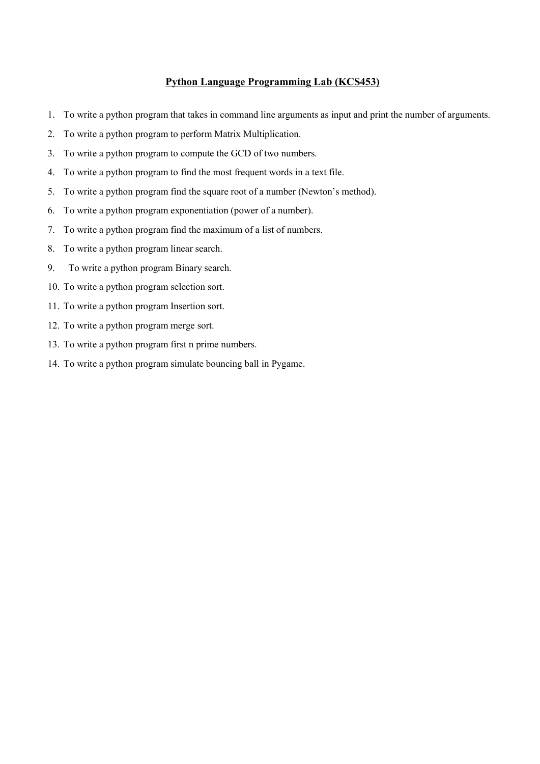## Python Language Programming Lab (KCS453)

1. To write a python program that takes in command line arguments as input and print the number of arguments.
2. To write a python program to perform Matrix Multiplication.
3. To write a python program to compute the GCD of two numbers.
4. To write a python program to find the most frequent words in a text file.
5. To write a python program find the square root of a number (Newton's method).
6. To write a python program exponentiation (power of a number).
7. To write a python program find the maximum of a list of numbers.
8. To write a python program linear search.
9. To write a python program Binary search.
10. To write a python program selection sort.
11. To write a python program Insertion sort.
12. To write a python program merge sort.
13. To write a python program first n prime numbers.
14. To write a python program simulate bouncing ball in Pygame.